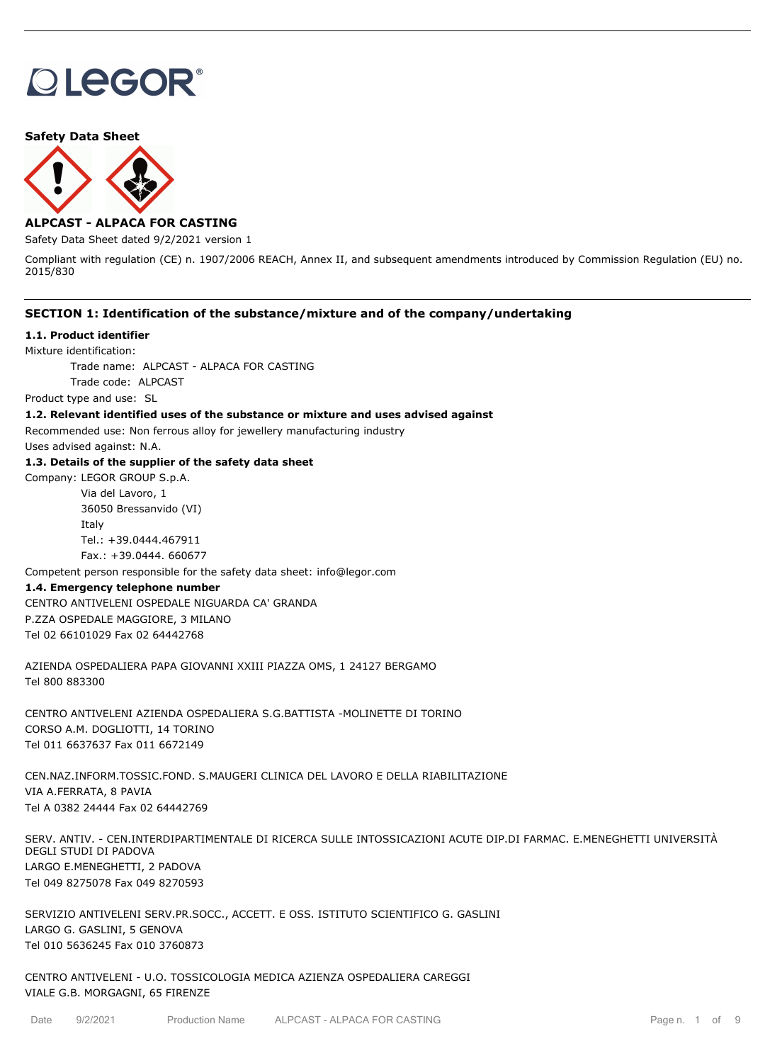LEGOR®

**Safety Data Sheet**

**ALPCAST - ALPACA FOR CASTING**

Safety Data Sheet dated 9/2/2021 version 1

Compliant with regulation (CE) n. 1907/2006 REACH, Annex II, and subsequent amendments introduced by Commission Regulation (EU) no. 2015/830

## SECTION 1: Identification of the substance/mixture and of the company/undertaking

### 1.1. Product identifier

Mixture identification:

Trade name: ALPCAST - ALPACA FOR CASTING

Trade code: ALPCAST

Product type and use: SL

### 1.2. Relevant identified uses of the substance or mixture and uses advised against

Recommended use: Non ferrous alloy for jewellery manufacturing industry

Uses advised against: N.A.

### 1.3. Details of the supplier of the safety data sheet

Company: LEGOR GROUP S.p.A.
Via del Lavoro, 1
36050 Bressanvido (VI)
Italy
Tel.: +39.0444.467911
Fax.: +39.0444. 660677

Competent person responsible for the safety data sheet: info@legor.com

### 1.4. Emergency telephone number

CENTRO ANTIVELENI OSPEDALE NIGUARDA CA' GRANDA
P.ZZA OSPEDALE MAGGIORE, 3 MILANO
Tel 02 66101029 Fax 02 64442768

AZIENDA OSPEDALIERA PAPA GIOVANNI XXIII PIAZZA OMS, 1 24127 BERGAMO
Tel 800 883300

CENTRO ANTIVELENI AZIENDA OSPEDALIERA S.G.BATTISTA -MOLINETTE DI TORINO
CORSO A.M. DOGLIOTTI, 14 TORINO
Tel 011 6637637 Fax 011 6672149

CEN.NAZ.INFORM.TOSSIC.FOND. S.MAUGERI CLINICA DEL LAVORO E DELLA RIABILITAZIONE
VIA A.FERRATA, 8 PAVIA
Tel A 0382 24444 Fax 02 64442769

SERV. ANTIV. - CEN.INTERDIPARTIMENTALE DI RICERCA SULLE INTOSSICAZIONI ACUTE DIP.DI FARMAC. E.MENEGHETTI UNIVERSITÀ DEGLI STUDI DI PADOVA
LARGO E.MENEGHETTI, 2 PADOVA
Tel 049 8275078 Fax 049 8270593

SERVIZIO ANTIVELENI SERV.PR.SOCC., ACCETT. E OSS. ISTITUTO SCIENTIFICO G. GASLINI
LARGO G. GASLINI, 5 GENOVA
Tel 010 5636245 Fax 010 3760873

CENTRO ANTIVELENI - U.O. TOSSICOLOGIA MEDICA AZIENZA OSPEDALIERA CAREGGI
VIALE G.B. MORGAGNI, 65 FIRENZE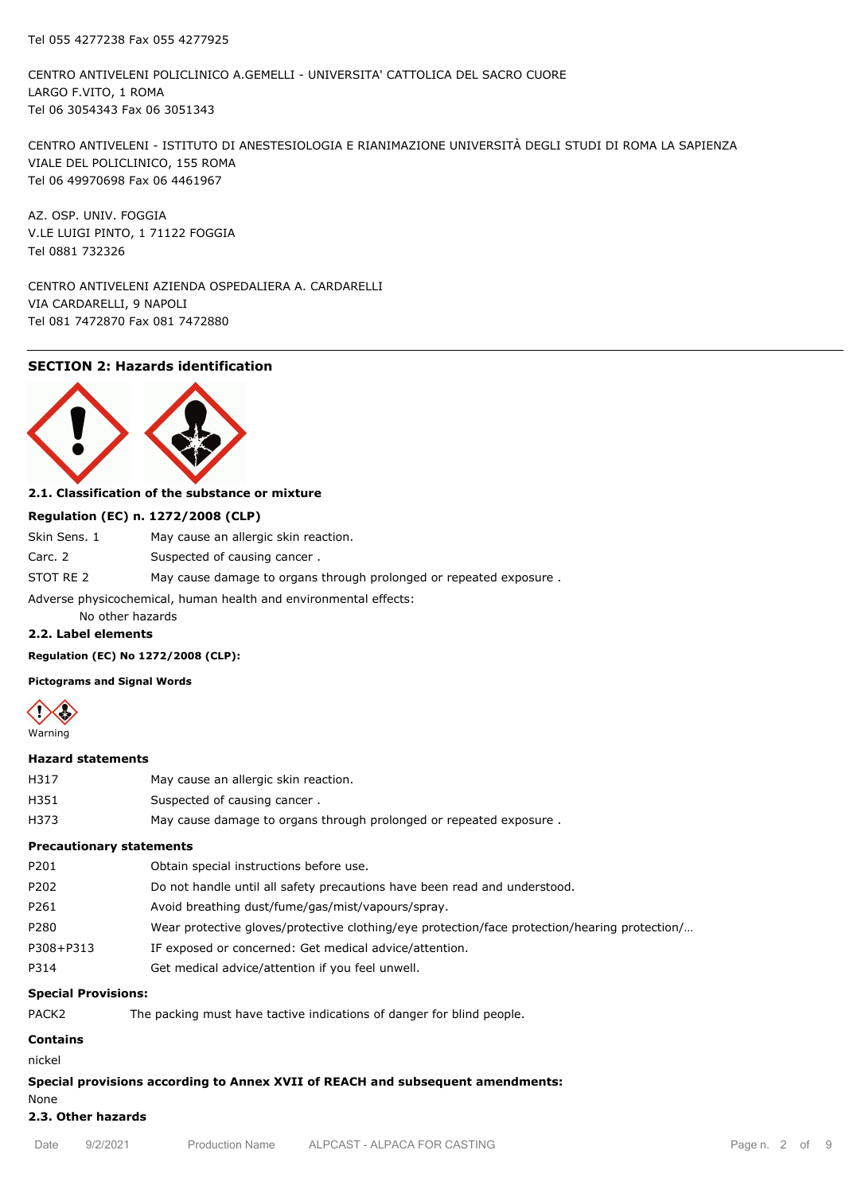Tel 055 4277238 Fax 055 4277925

CENTRO ANTIVELENI POLICLINICO A.GEMELLI - UNIVERSITA' CATTOLICA DEL SACRO CUORE
LARGO F.VITO, 1 ROMA
Tel 06 3054343 Fax 06 3051343

CENTRO ANTIVELENI - ISTITUTO DI ANESTESIOLOGIA E RIANIMAZIONE UNIVERSITÀ DEGLI STUDI DI ROMA LA SAPIENZA
VIALE DEL POLICLINICO, 155 ROMA
Tel 06 49970698 Fax 06 4461967

AZ. OSP. UNIV. FOGGIA
V.LE LUIGI PINTO, 1 71122 FOGGIA
Tel 0881 732326

CENTRO ANTIVELENI AZIENDA OSPEDALIERA A. CARDARELLI
VIA CARDARELLI, 9 NAPOLI
Tel 081 7472870 Fax 081 7472880

## SECTION 2: Hazards identification

### 2.1. Classification of the substance or mixture

**Regulation (EC) n. 1272/2008 (CLP)**

| | |
|---|---|
| Skin Sens. 1 | May cause an allergic skin reaction. |
| Carc. 2 | Suspected of causing cancer . |
| STOT RE 2 | May cause damage to organs through prolonged or repeated exposure . |

Adverse physicochemical, human health and environmental effects:

No other hazards

### 2.2. Label elements

**Regulation (EC) No 1272/2008 (CLP):**

**Pictograms and Signal Words**

Warning

**Hazard statements**

| | |
|---|---|
| H317 | May cause an allergic skin reaction. |
| H351 | Suspected of causing cancer . |
| H373 | May cause damage to organs through prolonged or repeated exposure . |

**Precautionary statements**

| | |
|---|---|
| P201 | Obtain special instructions before use. |
| P202 | Do not handle until all safety precautions have been read and understood. |
| P261 | Avoid breathing dust/fume/gas/mist/vapours/spray. |
| P280 | Wear protective gloves/protective clothing/eye protection/face protection/hearing protection/… |
| P308+P313 | IF exposed or concerned: Get medical advice/attention. |
| P314 | Get medical advice/attention if you feel unwell. |

**Special Provisions:**

| | |
|---|---|
| PACK2 | The packing must have tactive indications of danger for blind people. |

**Contains**

nickel

**Special provisions according to Annex XVII of REACH and subsequent amendments:**

None

### 2.3. Other hazards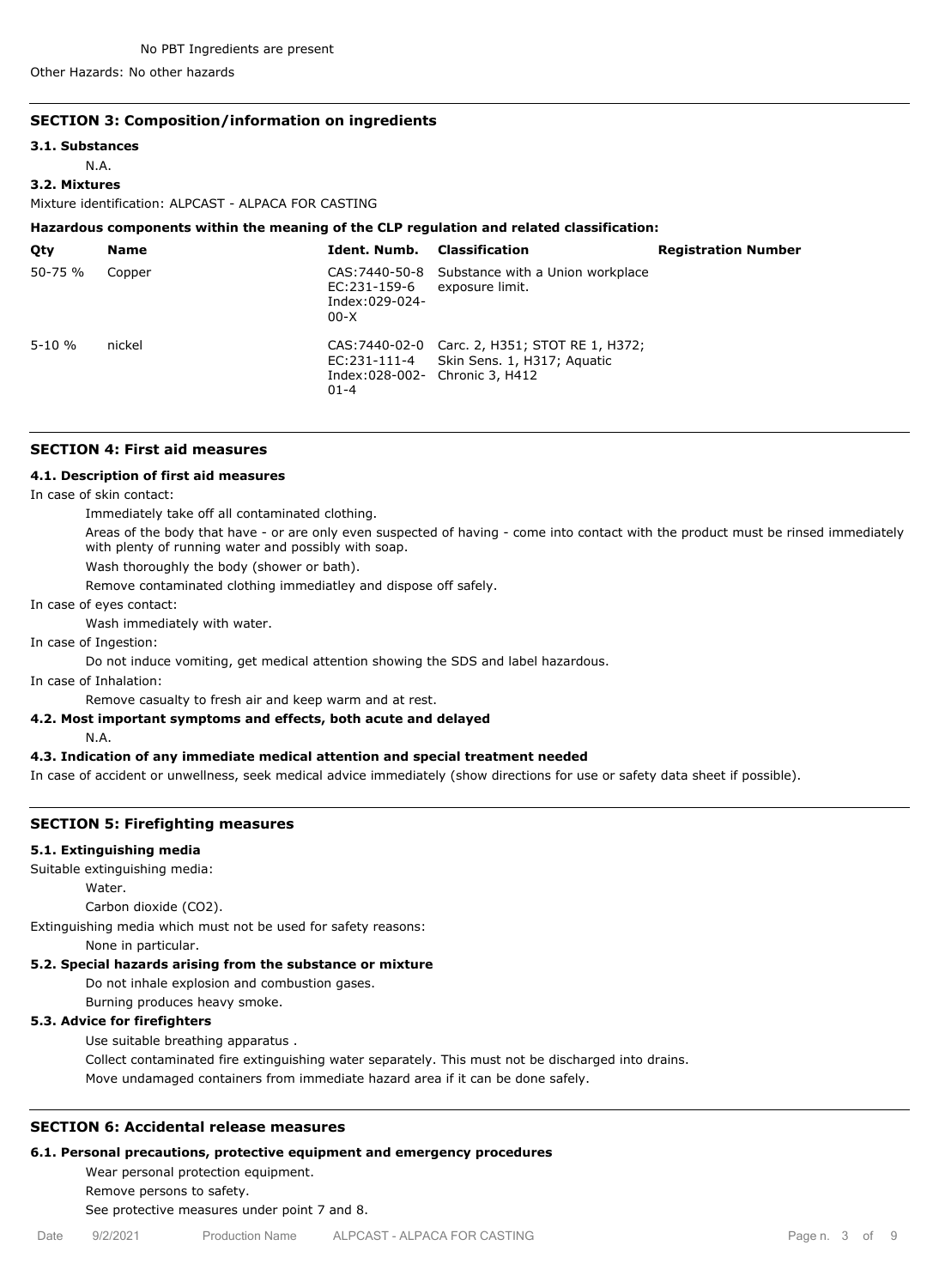No PBT Ingredients are present

Other Hazards: No other hazards

## SECTION 3: Composition/information on ingredients

### 3.1. Substances

N.A.

### 3.2. Mixtures

Mixture identification: ALPCAST - ALPACA FOR CASTING

**Hazardous components within the meaning of the CLP regulation and related classification:**

| Qty | Name | Ident. Numb. | Classification | Registration Number |
|---|---|---|---|---|
| 50-75 % | Copper | CAS:7440-50-8 EC:231-159-6 Index:029-024-00-X | Substance with a Union workplace exposure limit. | |
| 5-10 % | nickel | CAS:7440-02-0 EC:231-111-4 Index:028-002-01-4 | Carc. 2, H351; STOT RE 1, H372; Skin Sens. 1, H317; Aquatic Chronic 3, H412 | |

## SECTION 4: First aid measures

### 4.1. Description of first aid measures

In case of skin contact:

Immediately take off all contaminated clothing.

Areas of the body that have - or are only even suspected of having - come into contact with the product must be rinsed immediately with plenty of running water and possibly with soap.

Wash thoroughly the body (shower or bath).

Remove contaminated clothing immediatley and dispose off safely.

In case of eyes contact:

Wash immediately with water.

In case of Ingestion:

Do not induce vomiting, get medical attention showing the SDS and label hazardous.

In case of Inhalation:

Remove casualty to fresh air and keep warm and at rest.

### 4.2. Most important symptoms and effects, both acute and delayed

N.A.

### 4.3. Indication of any immediate medical attention and special treatment needed

In case of accident or unwellness, seek medical advice immediately (show directions for use or safety data sheet if possible).

## SECTION 5: Firefighting measures

### 5.1. Extinguishing media

Suitable extinguishing media:

Water.

Carbon dioxide ($CO_2$).

Extinguishing media which must not be used for safety reasons:

None in particular.

### 5.2. Special hazards arising from the substance or mixture

Do not inhale explosion and combustion gases.

Burning produces heavy smoke.

### 5.3. Advice for firefighters

Use suitable breathing apparatus .

Collect contaminated fire extinguishing water separately. This must not be discharged into drains.

Move undamaged containers from immediate hazard area if it can be done safely.

## SECTION 6: Accidental release measures

### 6.1. Personal precautions, protective equipment and emergency procedures

Wear personal protection equipment.

Remove persons to safety.

See protective measures under point 7 and 8.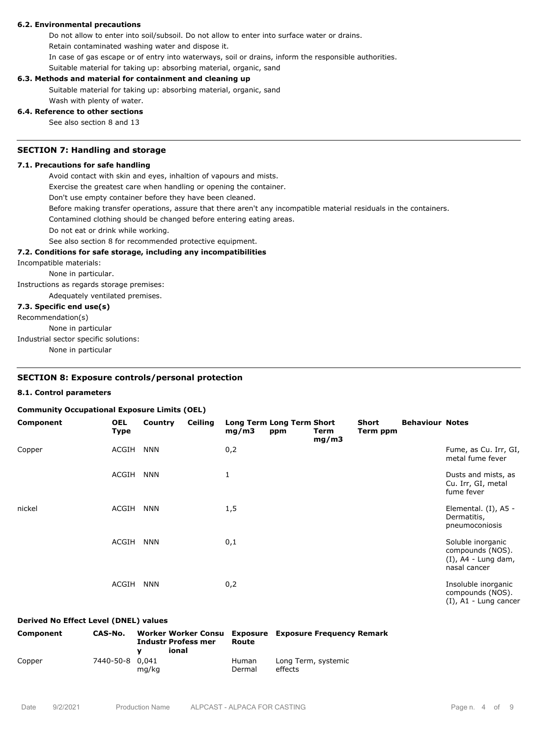#### 6.2. Environmental precautions

Do not allow to enter into soil/subsoil. Do not allow to enter into surface water or drains.

Retain contaminated washing water and dispose it.

In case of gas escape or of entry into waterways, soil or drains, inform the responsible authorities.

Suitable material for taking up: absorbing material, organic, sand

#### 6.3. Methods and material for containment and cleaning up

Suitable material for taking up: absorbing material, organic, sand

Wash with plenty of water.

#### 6.4. Reference to other sections

See also section 8 and 13

### SECTION 7: Handling and storage

#### 7.1. Precautions for safe handling

Avoid contact with skin and eyes, inhaltion of vapours and mists.

Exercise the greatest care when handling or opening the container.

Don't use empty container before they have been cleaned.

Before making transfer operations, assure that there aren't any incompatible material residuals in the containers.

Contamined clothing should be changed before entering eating areas.

Do not eat or drink while working.

See also section 8 for recommended protective equipment.

#### 7.2. Conditions for safe storage, including any incompatibilities

Incompatible materials:

None in particular.

Instructions as regards storage premises:

Adequately ventilated premises.

#### 7.3. Specific end use(s)

Recommendation(s)

None in particular

Industrial sector specific solutions:

None in particular

### SECTION 8: Exposure controls/personal protection

#### 8.1. Control parameters

**Community Occupational Exposure Limits (OEL)**

| Component | OEL Type | Country | Ceiling | Long Term mg/m3 | Long Term ppm | Short Term mg/m3 | Short Term ppm | Behaviour | Notes |
|---|---|---|---|---|---|---|---|---|---|
| Copper | ACGIH | NNN | | 0,2 | | | | | Fume, as Cu. Irr, GI, metal fume fever |
| | ACGIH | NNN | | 1 | | | | | Dusts and mists, as Cu. Irr, GI, metal fume fever |
| nickel | ACGIH | NNN | | 1,5 | | | | | Elemental. (I), A5 - Dermatitis, pneumoconiosis |
| | ACGIH | NNN | | 0,1 | | | | | Soluble inorganic compounds (NOS). (I), A4 - Lung dam, nasal cancer |
| | ACGIH | NNN | | 0,2 | | | | | Insoluble inorganic compounds (NOS). (I), A1 - Lung cancer |

**Derived No Effect Level (DNEL) values**

| Component | CAS-No. | Worker Industry | Worker Professional | Consumer | Exposure Route | Exposure Frequency | Remark |
|---|---|---|---|---|---|---|---|
| Copper | 7440-50-8 | 0,041 mg/kg | | | Human Dermal | Long Term, systemic effects | |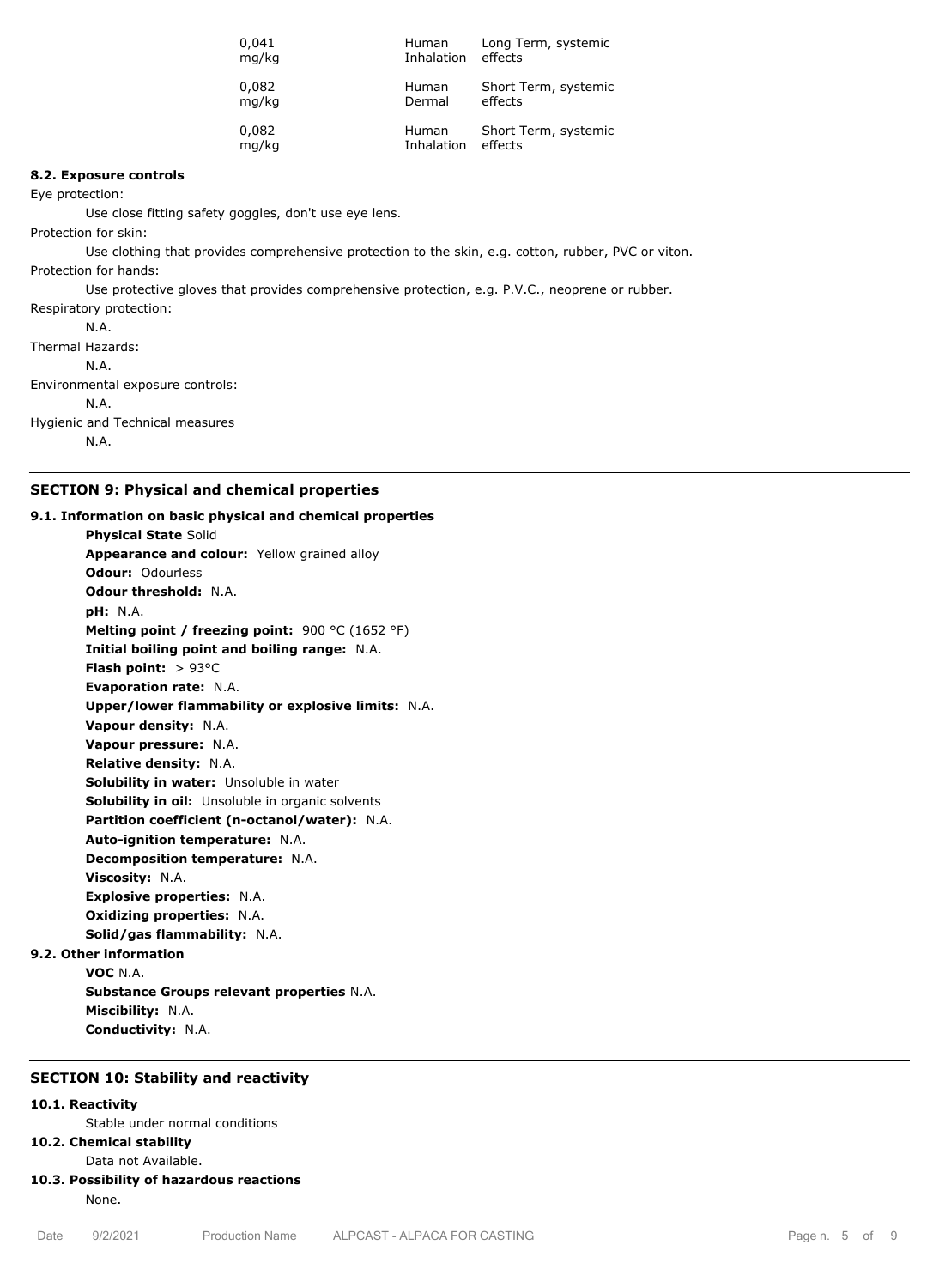| | | | |
|---|---|---|---|
| | 0,041 mg/kg | Human Inhalation | Long Term, systemic effects |
| | 0,082 mg/kg | Human Dermal | Short Term, systemic effects |
| | 0,082 mg/kg | Human Inhalation | Short Term, systemic effects |

**8.2. Exposure controls**

Eye protection:

Use close fitting safety goggles, don't use eye lens.

Protection for skin:

Use clothing that provides comprehensive protection to the skin, e.g. cotton, rubber, PVC or viton.

Protection for hands:

Use protective gloves that provides comprehensive protection, e.g. P.V.C., neoprene or rubber.

Respiratory protection:

N.A.

Thermal Hazards:

N.A.

Environmental exposure controls:

N.A.

Hygienic and Technical measures

N.A.

## SECTION 9: Physical and chemical properties

**9.1. Information on basic physical and chemical properties**

**Physical State** Solid
**Appearance and colour:** Yellow grained alloy
**Odour:** Odourless
**Odour threshold:** N.A.
**pH:** N.A.
**Melting point / freezing point:** 900 °C (1652 °F)
**Initial boiling point and boiling range:** N.A.
**Flash point:** > 93°C
**Evaporation rate:** N.A.
**Upper/lower flammability or explosive limits:** N.A.
**Vapour density:** N.A.
**Vapour pressure:** N.A.
**Relative density:** N.A.
**Solubility in water:** Unsoluble in water
**Solubility in oil:** Unsoluble in organic solvents
**Partition coefficient (n-octanol/water):** N.A.
**Auto-ignition temperature:** N.A.
**Decomposition temperature:** N.A.
**Viscosity:** N.A.
**Explosive properties:** N.A.
**Oxidizing properties:** N.A.
**Solid/gas flammability:** N.A.

**9.2. Other information**

**VOC** N.A.
**Substance Groups relevant properties** N.A.
**Miscibility:** N.A.
**Conductivity:** N.A.

## SECTION 10: Stability and reactivity

**10.1. Reactivity**

Stable under normal conditions

**10.2. Chemical stability**

Data not Available.

**10.3. Possibility of hazardous reactions**

None.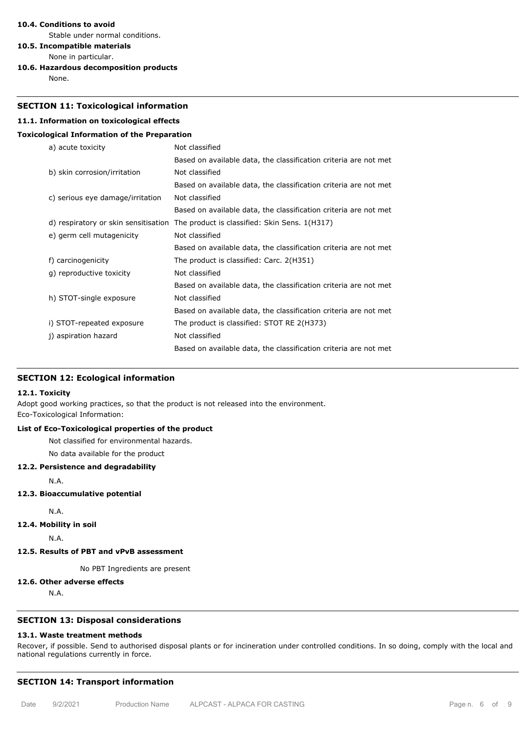**10.4. Conditions to avoid**

Stable under normal conditions.

**10.5. Incompatible materials**

None in particular.

**10.6. Hazardous decomposition products**

None.

## SECTION 11: Toxicological information

### 11.1. Information on toxicological effects

**Toxicological Information of the Preparation**

| | |
|---|---|
| a) acute toxicity | Not classified |
| | Based on available data, the classification criteria are not met |
| b) skin corrosion/irritation | Not classified |
| | Based on available data, the classification criteria are not met |
| c) serious eye damage/irritation | Not classified |
| | Based on available data, the classification criteria are not met |
| d) respiratory or skin sensitisation | The product is classified: Skin Sens. 1(H317) |
| e) germ cell mutagenicity | Not classified |
| | Based on available data, the classification criteria are not met |
| f) carcinogenicity | The product is classified: Carc. 2(H351) |
| g) reproductive toxicity | Not classified |
| | Based on available data, the classification criteria are not met |
| h) STOT-single exposure | Not classified |
| | Based on available data, the classification criteria are not met |
| i) STOT-repeated exposure | The product is classified: STOT RE 2(H373) |
| j) aspiration hazard | Not classified |
| | Based on available data, the classification criteria are not met |

## SECTION 12: Ecological information

### 12.1. Toxicity

Adopt good working practices, so that the product is not released into the environment.
Eco-Toxicological Information:

**List of Eco-Toxicological properties of the product**

Not classified for environmental hazards.

No data available for the product

### 12.2. Persistence and degradability

N.A.

### 12.3. Bioaccumulative potential

N.A.

### 12.4. Mobility in soil

N.A.

### 12.5. Results of PBT and vPvB assessment

No PBT Ingredients are present

### 12.6. Other adverse effects

N.A.

## SECTION 13: Disposal considerations

### 13.1. Waste treatment methods

Recover, if possible. Send to authorised disposal plants or for incineration under controlled conditions. In so doing, comply with the local and national regulations currently in force.

## SECTION 14: Transport information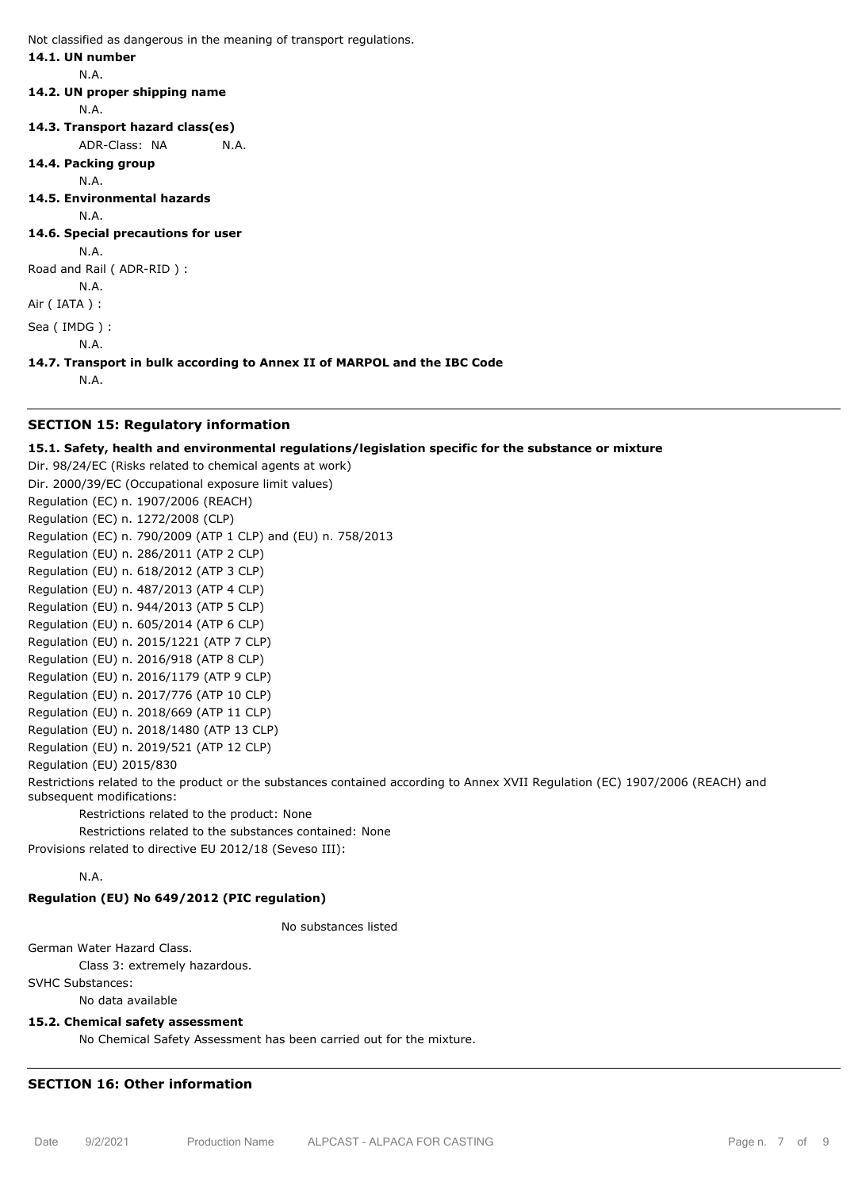Not classified as dangerous in the meaning of transport regulations.

**14.1. UN number**

N.A.

**14.2. UN proper shipping name**

N.A.

**14.3. Transport hazard class(es)**

ADR-Class: NA N.A.

**14.4. Packing group**

N.A.

**14.5. Environmental hazards**

N.A.

**14.6. Special precautions for user**

N.A.

Road and Rail ( ADR-RID ) :

N.A.

Air ( IATA ) :

Sea ( IMDG ) :

N.A.

**14.7. Transport in bulk according to Annex II of MARPOL and the IBC Code**

N.A.

## SECTION 15: Regulatory information

**15.1. Safety, health and environmental regulations/legislation specific for the substance or mixture**

Dir. 98/24/EC (Risks related to chemical agents at work)
Dir. 2000/39/EC (Occupational exposure limit values)
Regulation (EC) n. 1907/2006 (REACH)
Regulation (EC) n. 1272/2008 (CLP)
Regulation (EC) n. 790/2009 (ATP 1 CLP) and (EU) n. 758/2013
Regulation (EU) n. 286/2011 (ATP 2 CLP)
Regulation (EU) n. 618/2012 (ATP 3 CLP)
Regulation (EU) n. 487/2013 (ATP 4 CLP)
Regulation (EU) n. 944/2013 (ATP 5 CLP)
Regulation (EU) n. 605/2014 (ATP 6 CLP)
Regulation (EU) n. 2015/1221 (ATP 7 CLP)
Regulation (EU) n. 2016/918 (ATP 8 CLP)
Regulation (EU) n. 2016/1179 (ATP 9 CLP)
Regulation (EU) n. 2017/776 (ATP 10 CLP)
Regulation (EU) n. 2018/669 (ATP 11 CLP)
Regulation (EU) n. 2018/1480 (ATP 13 CLP)
Regulation (EU) n. 2019/521 (ATP 12 CLP)
Regulation (EU) 2015/830

Restrictions related to the product or the substances contained according to Annex XVII Regulation (EC) 1907/2006 (REACH) and subsequent modifications:

Restrictions related to the product: None

Restrictions related to the substances contained: None

Provisions related to directive EU 2012/18 (Seveso III):

N.A.

**Regulation (EU) No 649/2012 (PIC regulation)**

No substances listed

German Water Hazard Class.

Class 3: extremely hazardous.

SVHC Substances:

No data available

**15.2. Chemical safety assessment**

No Chemical Safety Assessment has been carried out for the mixture.

## SECTION 16: Other information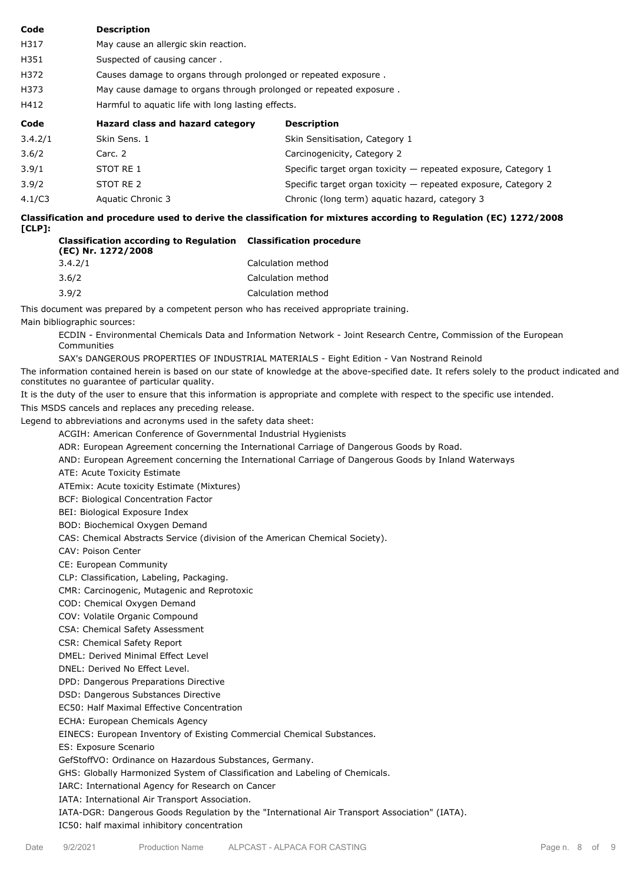| Code | Description |
| --- | --- |
| H317 | May cause an allergic skin reaction. |
| H351 | Suspected of causing cancer . |
| H372 | Causes damage to organs through prolonged or repeated exposure . |
| H373 | May cause damage to organs through prolonged or repeated exposure . |
| H412 | Harmful to aquatic life with long lasting effects. |

| Code | Hazard class and hazard category | Description |
| --- | --- | --- |
| 3.4.2/1 | Skin Sens. 1 | Skin Sensitisation, Category 1 |
| 3.6/2 | Carc. 2 | Carcinogenicity, Category 2 |
| 3.9/1 | STOT RE 1 | Specific target organ toxicity — repeated exposure, Category 1 |
| 3.9/2 | STOT RE 2 | Specific target organ toxicity — repeated exposure, Category 2 |
| 4.1/C3 | Aquatic Chronic 3 | Chronic (long term) aquatic hazard, category 3 |

**Classification and procedure used to derive the classification for mixtures according to Regulation (EC) 1272/2008 [CLP]:**

| Classification according to Regulation (EC) Nr. 1272/2008 | Classification procedure |
| --- | --- |
| 3.4.2/1 | Calculation method |
| 3.6/2 | Calculation method |
| 3.9/2 | Calculation method |

This document was prepared by a competent person who has received appropriate training.

Main bibliographic sources:

ECDIN - Environmental Chemicals Data and Information Network - Joint Research Centre, Commission of the European Communities

SAX's DANGEROUS PROPERTIES OF INDUSTRIAL MATERIALS - Eight Edition - Van Nostrand Reinold

The information contained herein is based on our state of knowledge at the above-specified date. It refers solely to the product indicated and constitutes no guarantee of particular quality.

It is the duty of the user to ensure that this information is appropriate and complete with respect to the specific use intended.

This MSDS cancels and replaces any preceding release.

Legend to abbreviations and acronyms used in the safety data sheet:

ACGIH: American Conference of Governmental Industrial Hygienists
ADR: European Agreement concerning the International Carriage of Dangerous Goods by Road.
AND: European Agreement concerning the International Carriage of Dangerous Goods by Inland Waterways
ATE: Acute Toxicity Estimate
ATEmix: Acute toxicity Estimate (Mixtures)
BCF: Biological Concentration Factor
BEI: Biological Exposure Index
BOD: Biochemical Oxygen Demand
CAS: Chemical Abstracts Service (division of the American Chemical Society).
CAV: Poison Center
CE: European Community
CLP: Classification, Labeling, Packaging.
CMR: Carcinogenic, Mutagenic and Reprotoxic
COD: Chemical Oxygen Demand
COV: Volatile Organic Compound
CSA: Chemical Safety Assessment
CSR: Chemical Safety Report
DMEL: Derived Minimal Effect Level
DNEL: Derived No Effect Level.
DPD: Dangerous Preparations Directive
DSD: Dangerous Substances Directive
EC50: Half Maximal Effective Concentration
ECHA: European Chemicals Agency
EINECS: European Inventory of Existing Commercial Chemical Substances.
ES: Exposure Scenario
GefStoffVO: Ordinance on Hazardous Substances, Germany.
GHS: Globally Harmonized System of Classification and Labeling of Chemicals.
IARC: International Agency for Research on Cancer
IATA: International Air Transport Association.
IATA-DGR: Dangerous Goods Regulation by the "International Air Transport Association" (IATA).
IC50: half maximal inhibitory concentration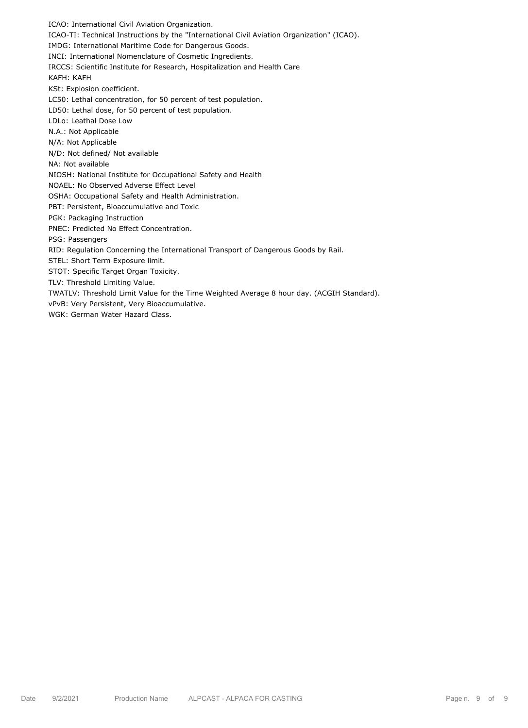ICAO: International Civil Aviation Organization.

ICAO-TI: Technical Instructions by the "International Civil Aviation Organization" (ICAO).

IMDG: International Maritime Code for Dangerous Goods.

INCI: International Nomenclature of Cosmetic Ingredients.

IRCCS: Scientific Institute for Research, Hospitalization and Health Care

KAFH: KAFH

KSt: Explosion coefficient.

LC50: Lethal concentration, for 50 percent of test population.

LD50: Lethal dose, for 50 percent of test population.

LDLo: Leathal Dose Low

N.A.: Not Applicable

N/A: Not Applicable

N/D: Not defined/ Not available

NA: Not available

NIOSH: National Institute for Occupational Safety and Health

NOAEL: No Observed Adverse Effect Level

OSHA: Occupational Safety and Health Administration.

PBT: Persistent, Bioaccumulative and Toxic

PGK: Packaging Instruction

PNEC: Predicted No Effect Concentration.

PSG: Passengers

RID: Regulation Concerning the International Transport of Dangerous Goods by Rail.

STEL: Short Term Exposure limit.

STOT: Specific Target Organ Toxicity.

TLV: Threshold Limiting Value.

TWATLV: Threshold Limit Value for the Time Weighted Average 8 hour day. (ACGIH Standard).

vPvB: Very Persistent, Very Bioaccumulative.

WGK: German Water Hazard Class.